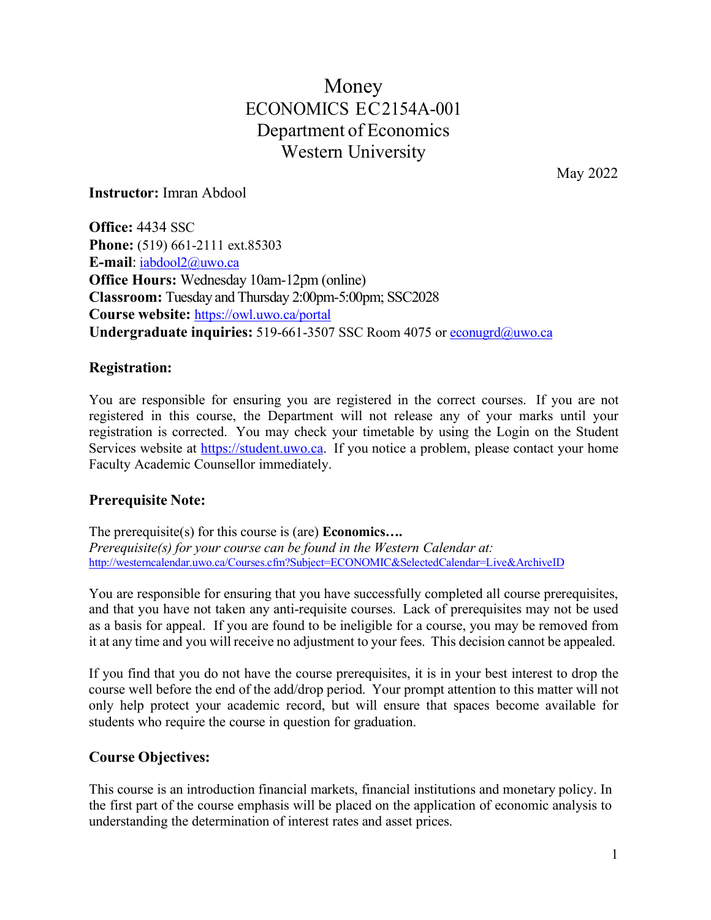# Money
# ECONOMICS EC2154A-001
# Department of Economics
# Western University

May 2022

**Instructor:** Imran Abdool

**Office:** 4434 SSC
**Phone:** (519) 661-2111 ext.85303
**E-mail**: iabdool2@uwo.ca
**Office Hours:** Wednesday 10am-12pm (online)
**Classroom:** Tuesday and Thursday 2:00pm-5:00pm; SSC2028
**Course website:** https://owl.uwo.ca/portal
**Undergraduate inquiries:** 519-661-3507 SSC Room 4075 or econugrd@uwo.ca

## Registration:

You are responsible for ensuring you are registered in the correct courses. If you are not registered in this course, the Department will not release any of your marks until your registration is corrected. You may check your timetable by using the Login on the Student Services website at https://student.uwo.ca. If you notice a problem, please contact your home Faculty Academic Counsellor immediately.

## Prerequisite Note:

The prerequisite(s) for this course is (are) **Economics….**
*Prerequisite(s) for your course can be found in the Western Calendar at:*
http://westerncalendar.uwo.ca/Courses.cfm?Subject=ECONOMIC&SelectedCalendar=Live&ArchiveID

You are responsible for ensuring that you have successfully completed all course prerequisites, and that you have not taken any anti-requisite courses. Lack of prerequisites may not be used as a basis for appeal. If you are found to be ineligible for a course, you may be removed from it at any time and you will receive no adjustment to your fees. This decision cannot be appealed.

If you find that you do not have the course prerequisites, it is in your best interest to drop the course well before the end of the add/drop period. Your prompt attention to this matter will not only help protect your academic record, but will ensure that spaces become available for students who require the course in question for graduation.

## Course Objectives:

This course is an introduction financial markets, financial institutions and monetary policy. In the first part of the course emphasis will be placed on the application of economic analysis to understanding the determination of interest rates and asset prices.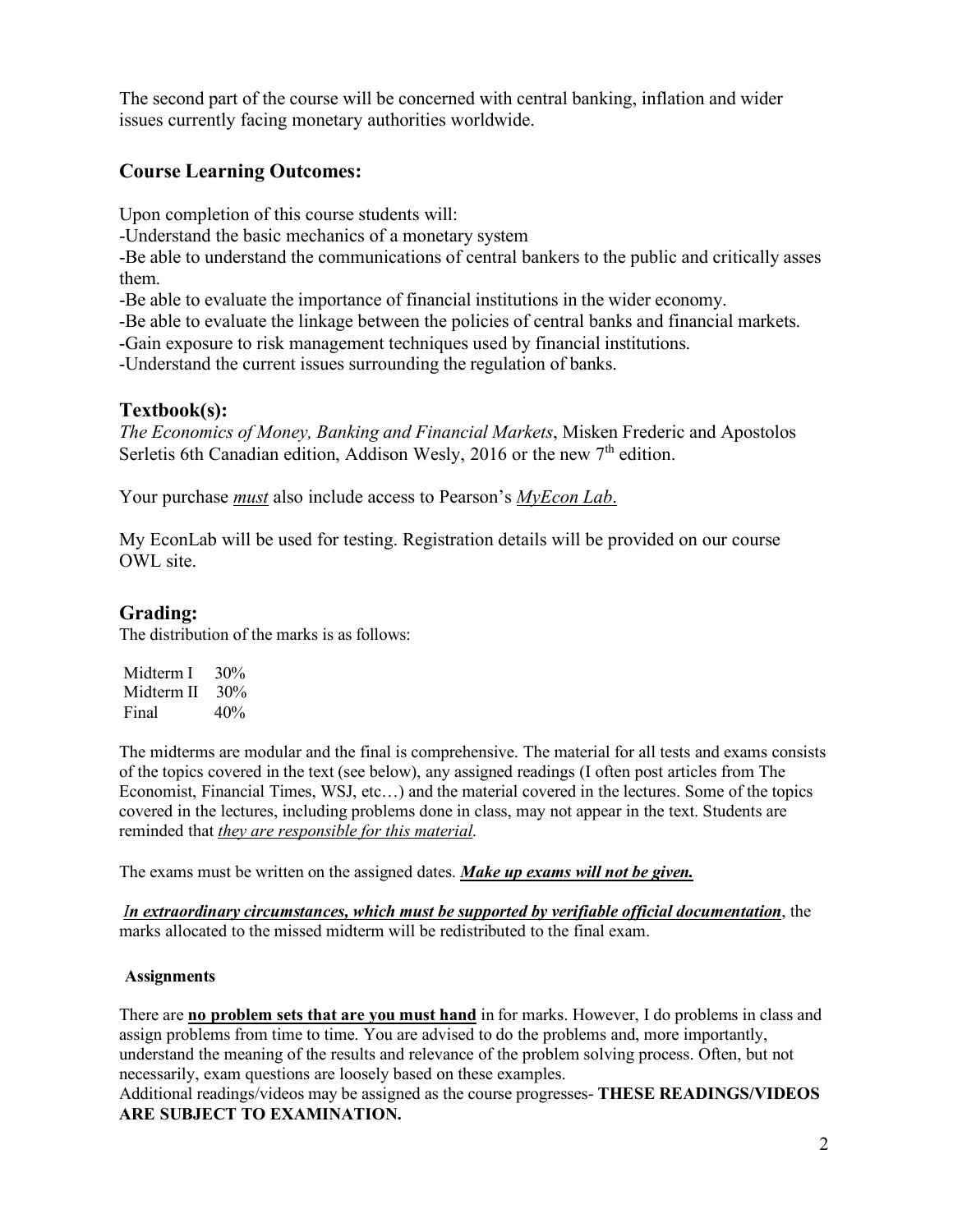The second part of the course will be concerned with central banking, inflation and wider issues currently facing monetary authorities worldwide.

## Course Learning Outcomes:

Upon completion of this course students will:

-Understand the basic mechanics of a monetary system

-Be able to understand the communications of central bankers to the public and critically asses them.

-Be able to evaluate the importance of financial institutions in the wider economy.

-Be able to evaluate the linkage between the policies of central banks and financial markets.

-Gain exposure to risk management techniques used by financial institutions.

-Understand the current issues surrounding the regulation of banks.

## Textbook(s):

*The Economics of Money, Banking and Financial Markets*, Misken Frederic and Apostolos Serletis 6th Canadian edition, Addison Wesly, 2016 or the new 7th edition.

Your purchase ***must*** also include access to Pearson's *MyEcon Lab*.

My EconLab will be used for testing. Registration details will be provided on our course OWL site.

## Grading:

The distribution of the marks is as follows:

| | |
|---|---|
| Midterm I | 30% |
| Midterm II | 30% |
| Final | 40% |

The midterms are modular and the final is comprehensive. The material for all tests and exams consists of the topics covered in the text (see below), any assigned readings (I often post articles from The Economist, Financial Times, WSJ, etc…) and the material covered in the lectures. Some of the topics covered in the lectures, including problems done in class, may not appear in the text. Students are reminded that *they are responsible for this material*.

The exams must be written on the assigned dates. ***Make up exams will not be given.***

***In extraordinary circumstances, which must be supported by verifiable official documentation***, the marks allocated to the missed midterm will be redistributed to the final exam.

### Assignments

There are **no problem sets that are you must hand** in for marks. However, I do problems in class and assign problems from time to time. You are advised to do the problems and, more importantly, understand the meaning of the results and relevance of the problem solving process. Often, but not necessarily, exam questions are loosely based on these examples.

Additional readings/videos may be assigned as the course progresses- **THESE READINGS/VIDEOS ARE SUBJECT TO EXAMINATION.**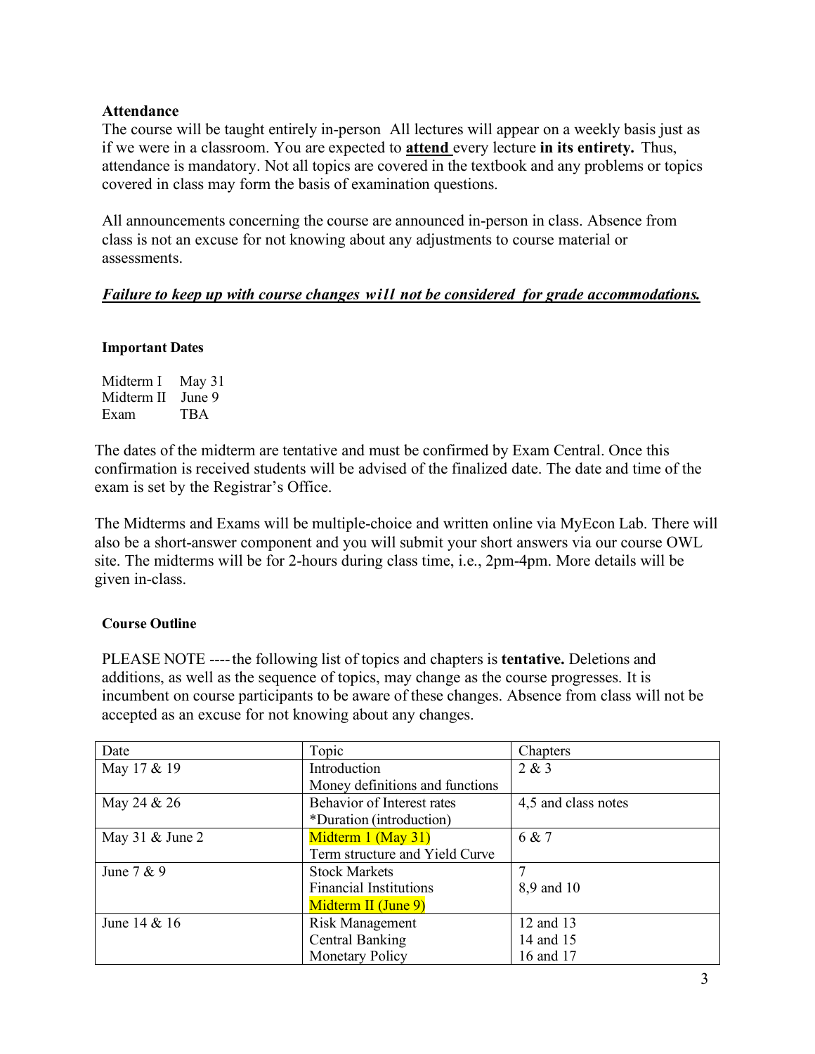### Attendance

The course will be taught entirely in-person All lectures will appear on a weekly basis just as if we were in a classroom. You are expected to **attend** every lecture **in its entirety.** Thus, attendance is mandatory. Not all topics are covered in the textbook and any problems or topics covered in class may form the basis of examination questions.

All announcements concerning the course are announced in-person in class. Absence from class is not an excuse for not knowing about any adjustments to course material or assessments.

***Failure to keep up with course changes will not be considered for grade accommodations.***

### Important Dates

Midterm I May 31
Midterm II June 9
Exam TBA

The dates of the midterm are tentative and must be confirmed by Exam Central. Once this confirmation is received students will be advised of the finalized date. The date and time of the exam is set by the Registrar's Office.

The Midterms and Exams will be multiple-choice and written online via MyEcon Lab. There will also be a short-answer component and you will submit your short answers via our course OWL site. The midterms will be for 2-hours during class time, i.e., 2pm-4pm. More details will be given in-class.

### Course Outline

PLEASE NOTE ---- the following list of topics and chapters is **tentative.** Deletions and additions, as well as the sequence of topics, may change as the course progresses. It is incumbent on course participants to be aware of these changes. Absence from class will not be accepted as an excuse for not knowing about any changes.

| Date | Topic | Chapters |
|---|---|---|
| May 17 & 19 | Introduction<br>Money definitions and functions | 2 & 3 |
| May 24 & 26 | Behavior of Interest rates<br>*Duration (introduction) | 4,5 and class notes |
| May 31 & June 2 | Midterm 1 (May 31)<br>Term structure and Yield Curve | 6 & 7 |
| June 7 & 9 | Stock Markets<br>Financial Institutions<br>Midterm II (June 9) | 7<br>8,9 and 10 |
| June 14 & 16 | Risk Management<br>Central Banking<br>Monetary Policy | 12 and 13<br>14 and 15<br>16 and 17 |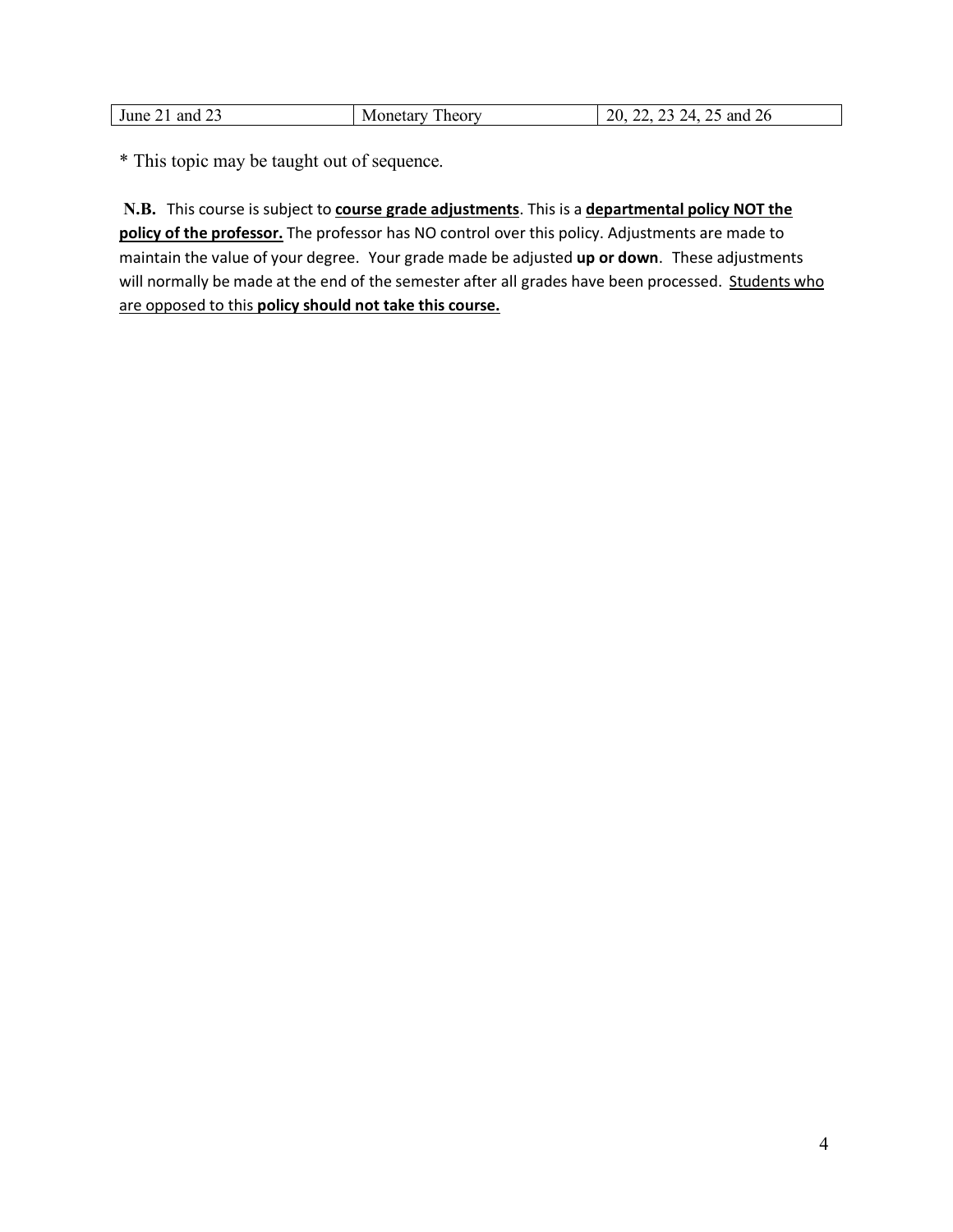| June 21 and 23 | Monetary Theory | 20, 22, 23 24, 25 and 26 |
|---|---|---|

* This topic may be taught out of sequence.

**N.B.** This course is subject to **<u>course grade adjustments</u>**. This is a **<u>departmental policy NOT the policy of the professor.</u>** The professor has NO control over this policy. Adjustments are made to maintain the value of your degree. Your grade made be adjusted **up or down**. These adjustments will normally be made at the end of the semester after all grades have been processed. <u>Students who are opposed to this</u> **<u>policy should not take this course.</u>**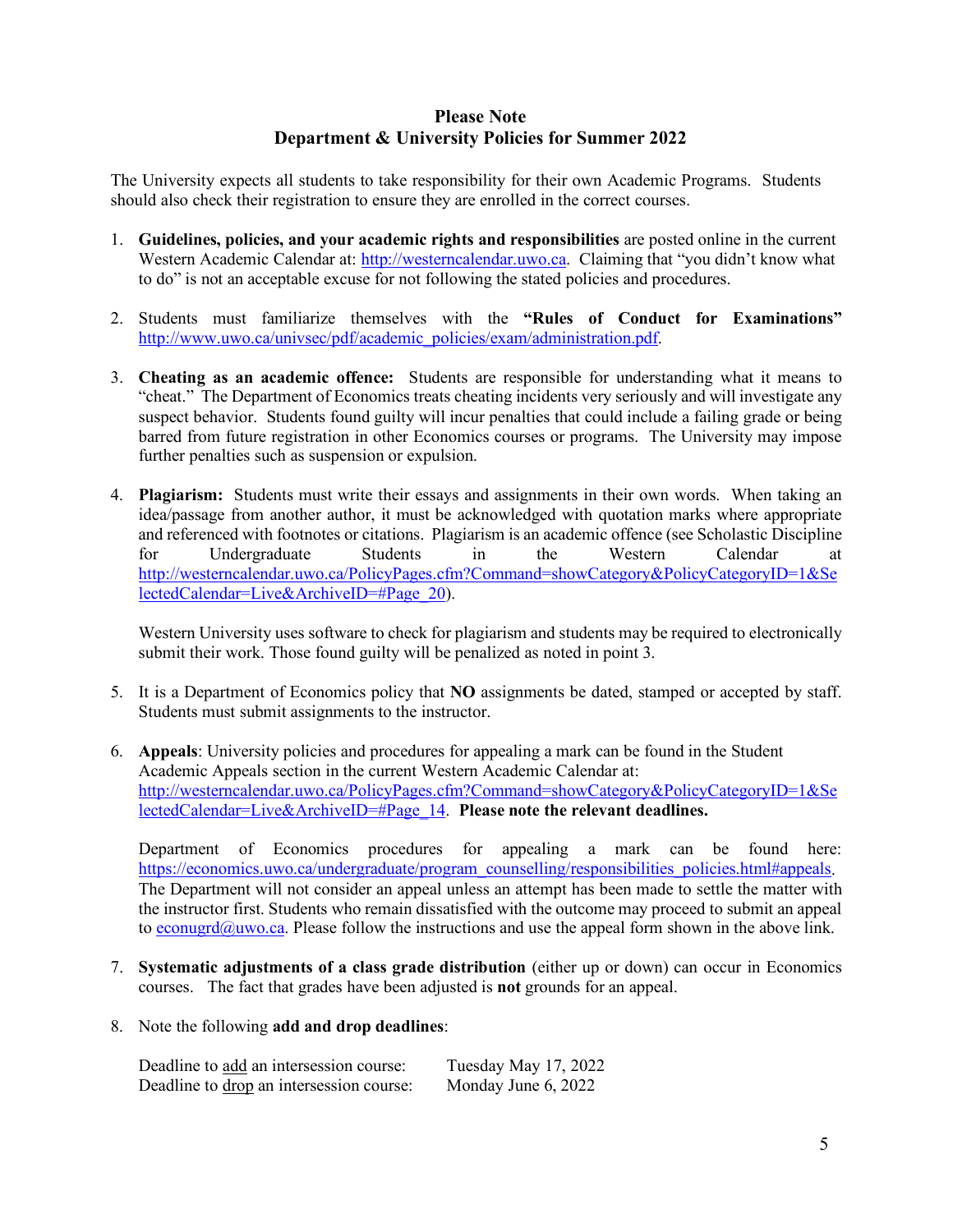**Please Note**
**Department & University Policies for Summer 2022**

The University expects all students to take responsibility for their own Academic Programs. Students should also check their registration to ensure they are enrolled in the correct courses.

1. **Guidelines, policies, and your academic rights and responsibilities** are posted online in the current Western Academic Calendar at: http://westerncalendar.uwo.ca. Claiming that "you didn't know what to do" is not an acceptable excuse for not following the stated policies and procedures.

2. Students must familiarize themselves with the **"Rules of Conduct for Examinations"** http://www.uwo.ca/univsec/pdf/academic_policies/exam/administration.pdf.

3. **Cheating as an academic offence:** Students are responsible for understanding what it means to "cheat." The Department of Economics treats cheating incidents very seriously and will investigate any suspect behavior. Students found guilty will incur penalties that could include a failing grade or being barred from future registration in other Economics courses or programs. The University may impose further penalties such as suspension or expulsion.

4. **Plagiarism:** Students must write their essays and assignments in their own words. When taking an idea/passage from another author, it must be acknowledged with quotation marks where appropriate and referenced with footnotes or citations. Plagiarism is an academic offence (see Scholastic Discipline for Undergraduate Students in the Western Calendar at http://westerncalendar.uwo.ca/PolicyPages.cfm?Command=showCategory&PolicyCategoryID=1&SelectedCalendar=Live&ArchiveID=#Page_20).

   Western University uses software to check for plagiarism and students may be required to electronically submit their work. Those found guilty will be penalized as noted in point 3.

5. It is a Department of Economics policy that **NO** assignments be dated, stamped or accepted by staff. Students must submit assignments to the instructor.

6. **Appeals**: University policies and procedures for appealing a mark can be found in the Student Academic Appeals section in the current Western Academic Calendar at: http://westerncalendar.uwo.ca/PolicyPages.cfm?Command=showCategory&PolicyCategoryID=1&SelectedCalendar=Live&ArchiveID=#Page_14. **Please note the relevant deadlines.**

   Department of Economics procedures for appealing a mark can be found here: https://economics.uwo.ca/undergraduate/program_counselling/responsibilities_policies.html#appeals. The Department will not consider an appeal unless an attempt has been made to settle the matter with the instructor first. Students who remain dissatisfied with the outcome may proceed to submit an appeal to econugrd@uwo.ca. Please follow the instructions and use the appeal form shown in the above link.

7. **Systematic adjustments of a class grade distribution** (either up or down) can occur in Economics courses. The fact that grades have been adjusted is **not** grounds for an appeal.

8. Note the following **add and drop deadlines**:

   Deadline to add an intersession course: Tuesday May 17, 2022
   Deadline to drop an intersession course: Monday June 6, 2022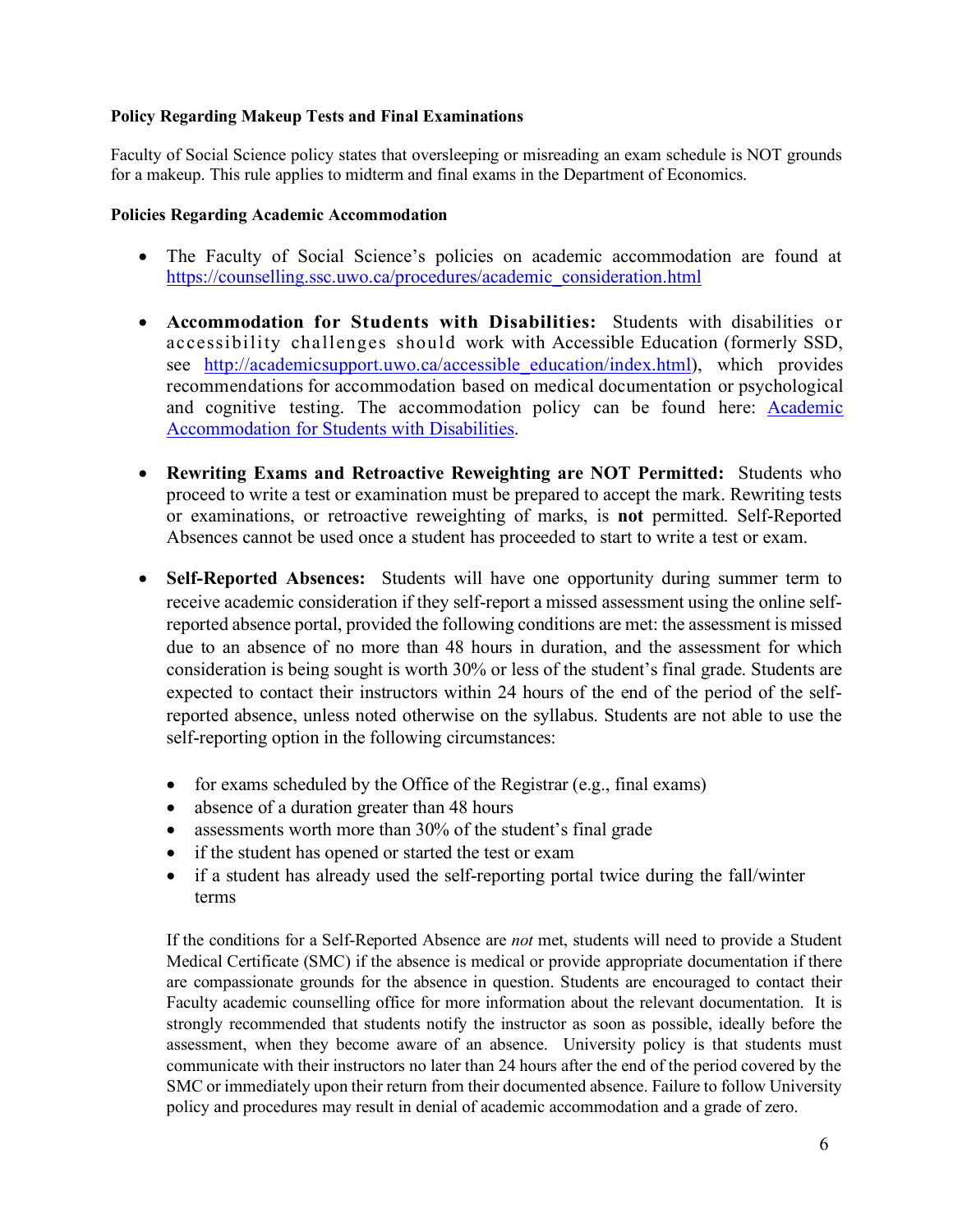**Policy Regarding Makeup Tests and Final Examinations**

Faculty of Social Science policy states that oversleeping or misreading an exam schedule is NOT grounds for a makeup. This rule applies to midterm and final exams in the Department of Economics.

**Policies Regarding Academic Accommodation**

- The Faculty of Social Science's policies on academic accommodation are found at [https://counselling.ssc.uwo.ca/procedures/academic_consideration.html](https://counselling.ssc.uwo.ca/procedures/academic_consideration.html)

- **Accommodation for Students with Disabilities:** Students with disabilities or accessibility challenges should work with Accessible Education (formerly SSD, see [http://academicsupport.uwo.ca/accessible_education/index.html](http://academicsupport.uwo.ca/accessible_education/index.html)), which provides recommendations for accommodation based on medical documentation or psychological and cognitive testing. The accommodation policy can be found here: Academic Accommodation for Students with Disabilities.

- **Rewriting Exams and Retroactive Reweighting are NOT Permitted:** Students who proceed to write a test or examination must be prepared to accept the mark. Rewriting tests or examinations, or retroactive reweighting of marks, is **not** permitted. Self-Reported Absences cannot be used once a student has proceeded to start to write a test or exam.

- **Self-Reported Absences:** Students will have one opportunity during summer term to receive academic consideration if they self-report a missed assessment using the online self-reported absence portal, provided the following conditions are met: the assessment is missed due to an absence of no more than 48 hours in duration, and the assessment for which consideration is being sought is worth 30% or less of the student's final grade. Students are expected to contact their instructors within 24 hours of the end of the period of the self-reported absence, unless noted otherwise on the syllabus. Students are not able to use the self-reporting option in the following circumstances:

  - for exams scheduled by the Office of the Registrar (e.g., final exams)
  - absence of a duration greater than 48 hours
  - assessments worth more than 30% of the student's final grade
  - if the student has opened or started the test or exam
  - if a student has already used the self-reporting portal twice during the fall/winter terms

  If the conditions for a Self-Reported Absence are *not* met, students will need to provide a Student Medical Certificate (SMC) if the absence is medical or provide appropriate documentation if there are compassionate grounds for the absence in question. Students are encouraged to contact their Faculty academic counselling office for more information about the relevant documentation. It is strongly recommended that students notify the instructor as soon as possible, ideally before the assessment, when they become aware of an absence. University policy is that students must communicate with their instructors no later than 24 hours after the end of the period covered by the SMC or immediately upon their return from their documented absence. Failure to follow University policy and procedures may result in denial of academic accommodation and a grade of zero.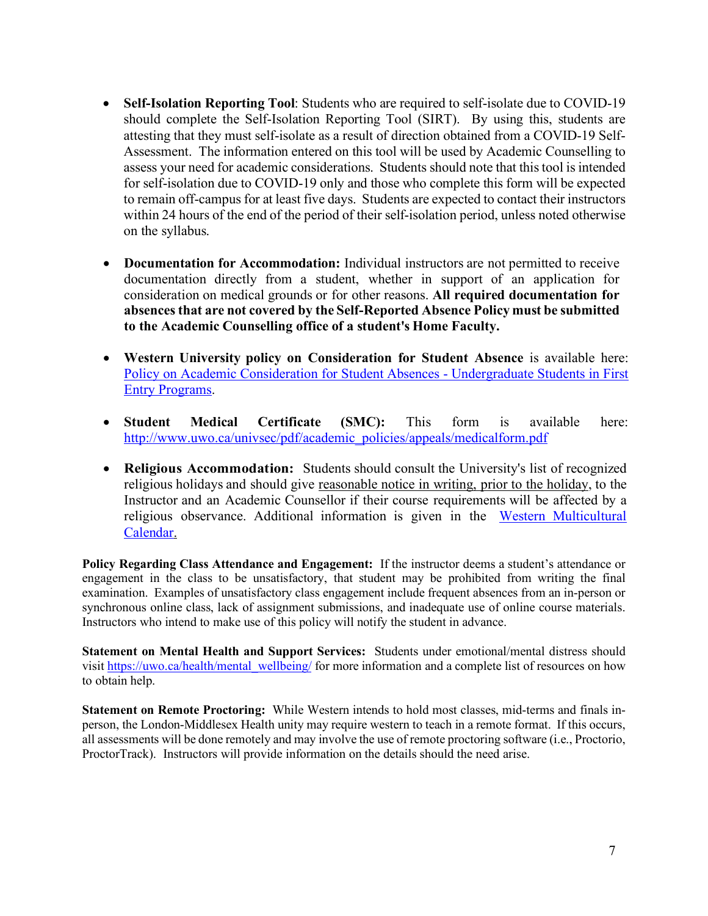- **Self-Isolation Reporting Tool**: Students who are required to self-isolate due to COVID-19 should complete the Self-Isolation Reporting Tool (SIRT). By using this, students are attesting that they must self-isolate as a result of direction obtained from a COVID-19 Self-Assessment. The information entered on this tool will be used by Academic Counselling to assess your need for academic considerations. Students should note that this tool is intended for self-isolation due to COVID-19 only and those who complete this form will be expected to remain off-campus for at least five days. Students are expected to contact their instructors within 24 hours of the end of the period of their self-isolation period, unless noted otherwise on the syllabus.

- **Documentation for Accommodation:** Individual instructors are not permitted to receive documentation directly from a student, whether in support of an application for consideration on medical grounds or for other reasons. **All required documentation for absences that are not covered by the Self-Reported Absence Policy must be submitted to the Academic Counselling office of a student's Home Faculty.**

- **Western University policy on Consideration for Student Absence** is available here: [Policy on Academic Consideration for Student Absences - Undergraduate Students in First Entry Programs](). 

- **Student Medical Certificate (SMC):** This form is available here: http://www.uwo.ca/univsec/pdf/academic_policies/appeals/medicalform.pdf

- **Religious Accommodation:** Students should consult the University's list of recognized religious holidays and should give reasonable notice in writing, prior to the holiday, to the Instructor and an Academic Counsellor if their course requirements will be affected by a religious observance. Additional information is given in the [Western Multicultural Calendar.]()

**Policy Regarding Class Attendance and Engagement:** If the instructor deems a student's attendance or engagement in the class to be unsatisfactory, that student may be prohibited from writing the final examination. Examples of unsatisfactory class engagement include frequent absences from an in-person or synchronous online class, lack of assignment submissions, and inadequate use of online course materials. Instructors who intend to make use of this policy will notify the student in advance.

**Statement on Mental Health and Support Services:** Students under emotional/mental distress should visit https://uwo.ca/health/mental_wellbeing/ for more information and a complete list of resources on how to obtain help.

**Statement on Remote Proctoring:** While Western intends to hold most classes, mid-terms and finals in-person, the London-Middlesex Health unity may require western to teach in a remote format. If this occurs, all assessments will be done remotely and may involve the use of remote proctoring software (i.e., Proctorio, ProctorTrack). Instructors will provide information on the details should the need arise.